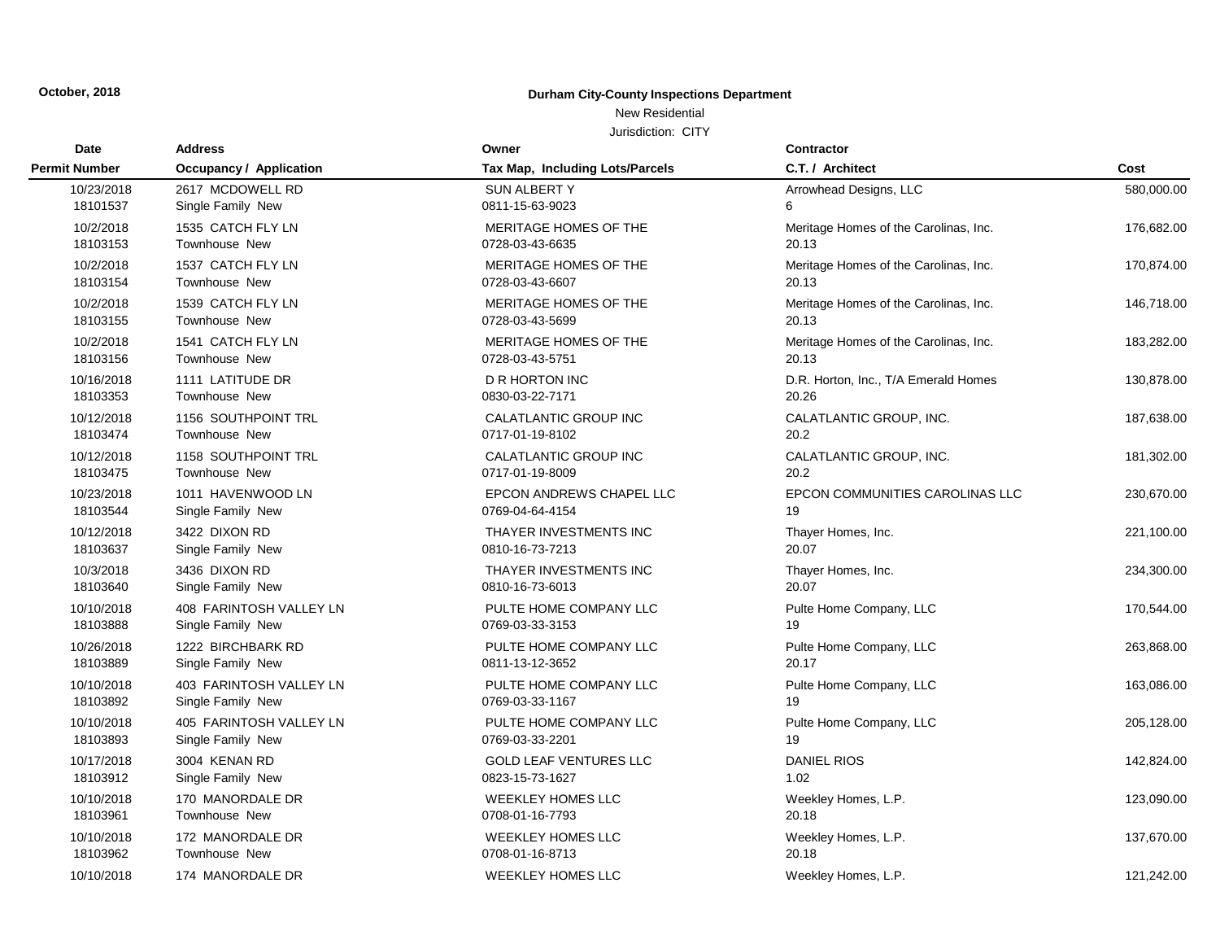October, 2018

**Durham City-County Inspections Department**

New Residential

Jurisdiction: CITY

| Date<br>Permit Number | Address<br>Occupancy / Application | Owner<br>Tax Map, Including Lots/Parcels | Contractor<br>C.T. / Architect | Cost |
|---|---|---|---|---|
| 10/23/2018<br>18101537 | 2617 MCDOWELL RD<br>Single Family New | SUN ALBERT Y<br>0811-15-63-9023 | Arrowhead Designs, LLC<br>6 | 580,000.00 |
| 10/2/2018<br>18103153 | 1535 CATCH FLY LN<br>Townhouse New | MERITAGE HOMES OF THE<br>0728-03-43-6635 | Meritage Homes of the Carolinas, Inc.<br>20.13 | 176,682.00 |
| 10/2/2018<br>18103154 | 1537 CATCH FLY LN<br>Townhouse New | MERITAGE HOMES OF THE<br>0728-03-43-6607 | Meritage Homes of the Carolinas, Inc.<br>20.13 | 170,874.00 |
| 10/2/2018<br>18103155 | 1539 CATCH FLY LN<br>Townhouse New | MERITAGE HOMES OF THE<br>0728-03-43-5699 | Meritage Homes of the Carolinas, Inc.<br>20.13 | 146,718.00 |
| 10/2/2018<br>18103156 | 1541 CATCH FLY LN<br>Townhouse New | MERITAGE HOMES OF THE<br>0728-03-43-5751 | Meritage Homes of the Carolinas, Inc.<br>20.13 | 183,282.00 |
| 10/16/2018<br>18103353 | 1111 LATITUDE DR<br>Townhouse New | D R HORTON INC<br>0830-03-22-7171 | D.R. Horton, Inc., T/A Emerald Homes<br>20.26 | 130,878.00 |
| 10/12/2018<br>18103474 | 1156 SOUTHPOINT TRL<br>Townhouse New | CALATLANTIC GROUP INC<br>0717-01-19-8102 | CALATLANTIC GROUP, INC.<br>20.2 | 187,638.00 |
| 10/12/2018<br>18103475 | 1158 SOUTHPOINT TRL<br>Townhouse New | CALATLANTIC GROUP INC<br>0717-01-19-8009 | CALATLANTIC GROUP, INC.<br>20.2 | 181,302.00 |
| 10/23/2018<br>18103544 | 1011 HAVENWOOD LN<br>Single Family New | EPCON ANDREWS CHAPEL LLC<br>0769-04-64-4154 | EPCON COMMUNITIES CAROLINAS LLC<br>19 | 230,670.00 |
| 10/12/2018<br>18103637 | 3422 DIXON RD<br>Single Family New | THAYER INVESTMENTS INC<br>0810-16-73-7213 | Thayer Homes, Inc.<br>20.07 | 221,100.00 |
| 10/3/2018<br>18103640 | 3436 DIXON RD<br>Single Family New | THAYER INVESTMENTS INC<br>0810-16-73-6013 | Thayer Homes, Inc.<br>20.07 | 234,300.00 |
| 10/10/2018<br>18103888 | 408 FARINTOSH VALLEY LN<br>Single Family New | PULTE HOME COMPANY LLC<br>0769-03-33-3153 | Pulte Home Company, LLC<br>19 | 170,544.00 |
| 10/26/2018<br>18103889 | 1222 BIRCHBARK RD<br>Single Family New | PULTE HOME COMPANY LLC<br>0811-13-12-3652 | Pulte Home Company, LLC<br>20.17 | 263,868.00 |
| 10/10/2018<br>18103892 | 403 FARINTOSH VALLEY LN<br>Single Family New | PULTE HOME COMPANY LLC<br>0769-03-33-1167 | Pulte Home Company, LLC<br>19 | 163,086.00 |
| 10/10/2018<br>18103893 | 405 FARINTOSH VALLEY LN<br>Single Family New | PULTE HOME COMPANY LLC<br>0769-03-33-2201 | Pulte Home Company, LLC<br>19 | 205,128.00 |
| 10/17/2018<br>18103912 | 3004 KENAN RD<br>Single Family New | GOLD LEAF VENTURES LLC<br>0823-15-73-1627 | DANIEL RIOS<br>1.02 | 142,824.00 |
| 10/10/2018<br>18103961 | 170 MANORDALE DR<br>Townhouse New | WEEKLEY HOMES LLC<br>0708-01-16-7793 | Weekley Homes, L.P.<br>20.18 | 123,090.00 |
| 10/10/2018<br>18103962 | 172 MANORDALE DR<br>Townhouse New | WEEKLEY HOMES LLC<br>0708-01-16-8713 | Weekley Homes, L.P.<br>20.18 | 137,670.00 |
| 10/10/2018 | 174 MANORDALE DR | WEEKLEY HOMES LLC | Weekley Homes, L.P. | 121,242.00 |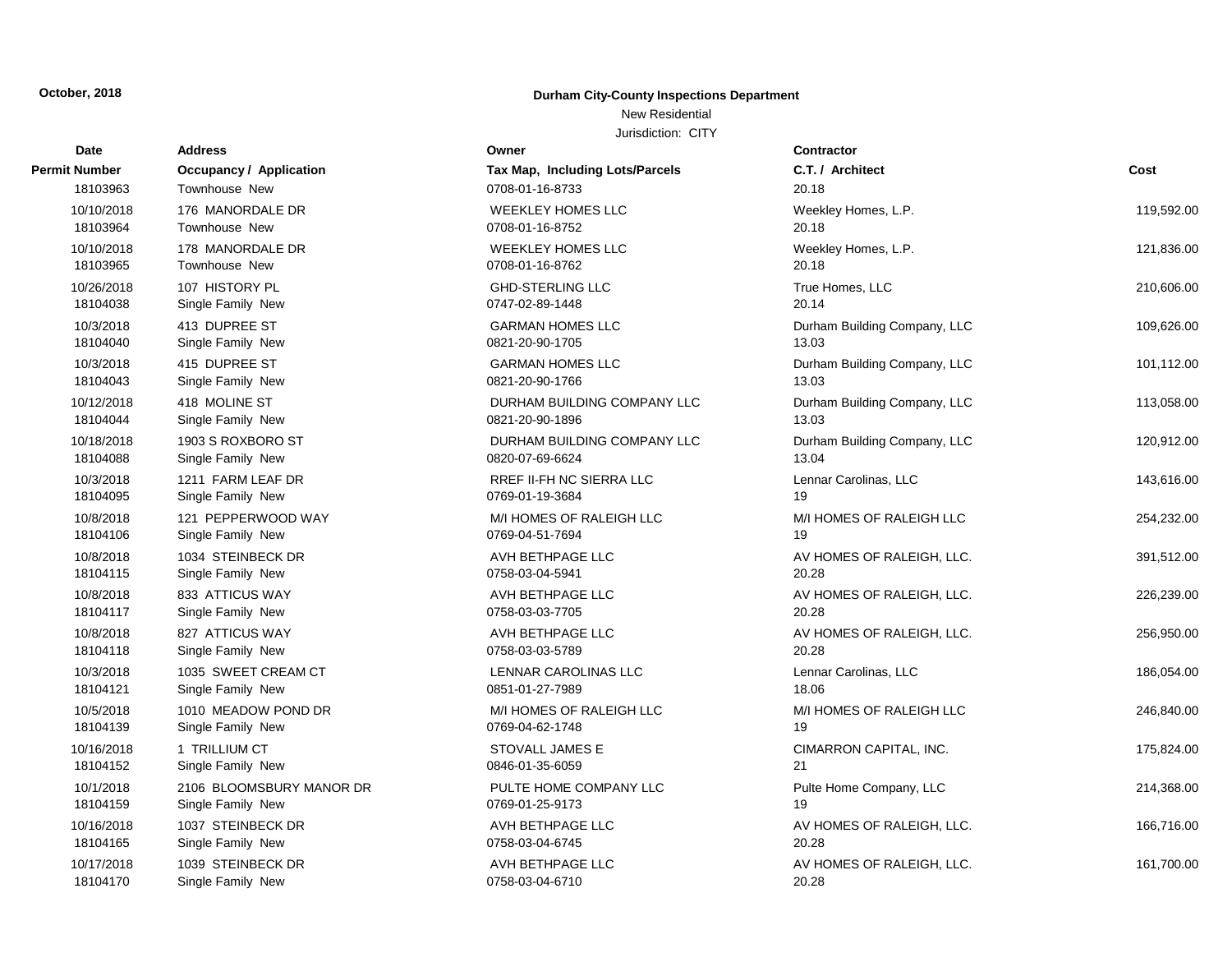**October, 2018**

## Durham City-County Inspections Department

New Residential

Jurisdiction: CITY

| Date | Permit Number | Address | Occupancy / Application | Owner | Tax Map, Including Lots/Parcels | Contractor | C.T. / Architect | Cost |
|---|---|---|---|---|---|---|---|---|
| | 18103963 | | Townhouse New | | 0708-01-16-8733 | | 20.18 | |
| 10/10/2018 | 18103964 | 176 MANORDALE DR | Townhouse New | WEEKLEY HOMES LLC | 0708-01-16-8752 | Weekley Homes, L.P. | 20.18 | 119,592.00 |
| 10/10/2018 | 18103965 | 178 MANORDALE DR | Townhouse New | WEEKLEY HOMES LLC | 0708-01-16-8762 | Weekley Homes, L.P. | 20.18 | 121,836.00 |
| 10/26/2018 | 18104038 | 107 HISTORY PL | Single Family New | GHD-STERLING LLC | 0747-02-89-1448 | True Homes, LLC | 20.14 | 210,606.00 |
| 10/3/2018 | 18104040 | 413 DUPREE ST | Single Family New | GARMAN HOMES LLC | 0821-20-90-1705 | Durham Building Company, LLC | 13.03 | 109,626.00 |
| 10/3/2018 | 18104043 | 415 DUPREE ST | Single Family New | GARMAN HOMES LLC | 0821-20-90-1766 | Durham Building Company, LLC | 13.03 | 101,112.00 |
| 10/12/2018 | 18104044 | 418 MOLINE ST | Single Family New | DURHAM BUILDING COMPANY LLC | 0821-20-90-1896 | Durham Building Company, LLC | 13.03 | 113,058.00 |
| 10/18/2018 | 18104088 | 1903 S ROXBORO ST | Single Family New | DURHAM BUILDING COMPANY LLC | 0820-07-69-6624 | Durham Building Company, LLC | 13.04 | 120,912.00 |
| 10/3/2018 | 18104095 | 1211 FARM LEAF DR | Single Family New | RREF II-FH NC SIERRA LLC | 0769-01-19-3684 | Lennar Carolinas, LLC | 19 | 143,616.00 |
| 10/8/2018 | 18104106 | 121 PEPPERWOOD WAY | Single Family New | M/I HOMES OF RALEIGH LLC | 0769-04-51-7694 | M/I HOMES OF RALEIGH LLC | 19 | 254,232.00 |
| 10/8/2018 | 18104115 | 1034 STEINBECK DR | Single Family New | AVH BETHPAGE LLC | 0758-03-04-5941 | AV HOMES OF RALEIGH, LLC. | 20.28 | 391,512.00 |
| 10/8/2018 | 18104117 | 833 ATTICUS WAY | Single Family New | AVH BETHPAGE LLC | 0758-03-03-7705 | AV HOMES OF RALEIGH, LLC. | 20.28 | 226,239.00 |
| 10/8/2018 | 18104118 | 827 ATTICUS WAY | Single Family New | AVH BETHPAGE LLC | 0758-03-03-5789 | AV HOMES OF RALEIGH, LLC. | 20.28 | 256,950.00 |
| 10/3/2018 | 18104121 | 1035 SWEET CREAM CT | Single Family New | LENNAR CAROLINAS LLC | 0851-01-27-7989 | Lennar Carolinas, LLC | 18.06 | 186,054.00 |
| 10/5/2018 | 18104139 | 1010 MEADOW POND DR | Single Family New | M/I HOMES OF RALEIGH LLC | 0769-04-62-1748 | M/I HOMES OF RALEIGH LLC | 19 | 246,840.00 |
| 10/16/2018 | 18104152 | 1 TRILLIUM CT | Single Family New | STOVALL JAMES E | 0846-01-35-6059 | CIMARRON CAPITAL, INC. | 21 | 175,824.00 |
| 10/1/2018 | 18104159 | 2106 BLOOMSBURY MANOR DR | Single Family New | PULTE HOME COMPANY LLC | 0769-01-25-9173 | Pulte Home Company, LLC | 19 | 214,368.00 |
| 10/16/2018 | 18104165 | 1037 STEINBECK DR | Single Family New | AVH BETHPAGE LLC | 0758-03-04-6745 | AV HOMES OF RALEIGH, LLC. | 20.28 | 166,716.00 |
| 10/17/2018 | 18104170 | 1039 STEINBECK DR | Single Family New | AVH BETHPAGE LLC | 0758-03-04-6710 | AV HOMES OF RALEIGH, LLC. | 20.28 | 161,700.00 |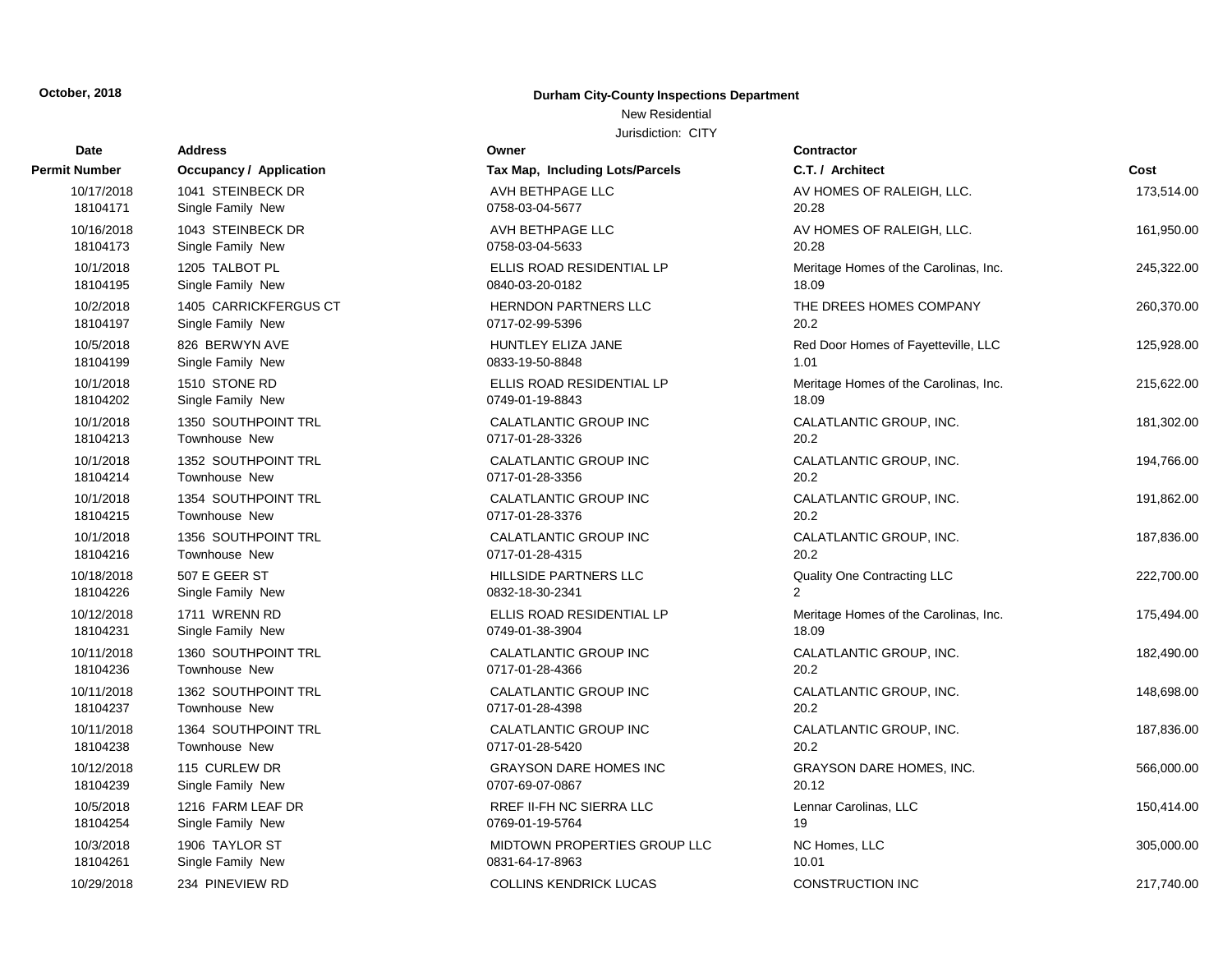**October, 2018**

**Durham City-County Inspections Department**

New Residential

Jurisdiction: CITY

| Date<br>Permit Number | Address<br>Occupancy / Application | Owner<br>Tax Map, Including Lots/Parcels | Contractor<br>C.T. / Architect | Cost |
|---|---|---|---|---|
| 10/17/2018<br>18104171 | 1041 STEINBECK DR<br>Single Family New | AVH BETHPAGE LLC<br>0758-03-04-5677 | AV HOMES OF RALEIGH, LLC.<br>20.28 | 173,514.00 |
| 10/16/2018<br>18104173 | 1043 STEINBECK DR<br>Single Family New | AVH BETHPAGE LLC<br>0758-03-04-5633 | AV HOMES OF RALEIGH, LLC.<br>20.28 | 161,950.00 |
| 10/1/2018<br>18104195 | 1205 TALBOT PL<br>Single Family New | ELLIS ROAD RESIDENTIAL LP<br>0840-03-20-0182 | Meritage Homes of the Carolinas, Inc.<br>18.09 | 245,322.00 |
| 10/2/2018<br>18104197 | 1405 CARRICKFERGUS CT<br>Single Family New | HERNDON PARTNERS LLC<br>0717-02-99-5396 | THE DREES HOMES COMPANY<br>20.2 | 260,370.00 |
| 10/5/2018<br>18104199 | 826 BERWYN AVE<br>Single Family New | HUNTLEY ELIZA JANE<br>0833-19-50-8848 | Red Door Homes of Fayetteville, LLC<br>1.01 | 125,928.00 |
| 10/1/2018<br>18104202 | 1510 STONE RD<br>Single Family New | ELLIS ROAD RESIDENTIAL LP<br>0749-01-19-8843 | Meritage Homes of the Carolinas, Inc.<br>18.09 | 215,622.00 |
| 10/1/2018<br>18104213 | 1350 SOUTHPOINT TRL<br>Townhouse New | CALATLANTIC GROUP INC<br>0717-01-28-3326 | CALATLANTIC GROUP, INC.<br>20.2 | 181,302.00 |
| 10/1/2018<br>18104214 | 1352 SOUTHPOINT TRL<br>Townhouse New | CALATLANTIC GROUP INC<br>0717-01-28-3356 | CALATLANTIC GROUP, INC.<br>20.2 | 194,766.00 |
| 10/1/2018<br>18104215 | 1354 SOUTHPOINT TRL<br>Townhouse New | CALATLANTIC GROUP INC<br>0717-01-28-3376 | CALATLANTIC GROUP, INC.<br>20.2 | 191,862.00 |
| 10/1/2018<br>18104216 | 1356 SOUTHPOINT TRL<br>Townhouse New | CALATLANTIC GROUP INC<br>0717-01-28-4315 | CALATLANTIC GROUP, INC.<br>20.2 | 187,836.00 |
| 10/18/2018<br>18104226 | 507 E GEER ST<br>Single Family New | HILLSIDE PARTNERS LLC<br>0832-18-30-2341 | Quality One Contracting LLC<br>2 | 222,700.00 |
| 10/12/2018<br>18104231 | 1711 WRENN RD<br>Single Family New | ELLIS ROAD RESIDENTIAL LP<br>0749-01-38-3904 | Meritage Homes of the Carolinas, Inc.<br>18.09 | 175,494.00 |
| 10/11/2018<br>18104236 | 1360 SOUTHPOINT TRL<br>Townhouse New | CALATLANTIC GROUP INC<br>0717-01-28-4366 | CALATLANTIC GROUP, INC.<br>20.2 | 182,490.00 |
| 10/11/2018<br>18104237 | 1362 SOUTHPOINT TRL<br>Townhouse New | CALATLANTIC GROUP INC<br>0717-01-28-4398 | CALATLANTIC GROUP, INC.<br>20.2 | 148,698.00 |
| 10/11/2018<br>18104238 | 1364 SOUTHPOINT TRL<br>Townhouse New | CALATLANTIC GROUP INC<br>0717-01-28-5420 | CALATLANTIC GROUP, INC.<br>20.2 | 187,836.00 |
| 10/12/2018<br>18104239 | 115 CURLEW DR<br>Single Family New | GRAYSON DARE HOMES INC<br>0707-69-07-0867 | GRAYSON DARE HOMES, INC.<br>20.12 | 566,000.00 |
| 10/5/2018<br>18104254 | 1216 FARM LEAF DR<br>Single Family New | RREF II-FH NC SIERRA LLC<br>0769-01-19-5764 | Lennar Carolinas, LLC<br>19 | 150,414.00 |
| 10/3/2018<br>18104261 | 1906 TAYLOR ST<br>Single Family New | MIDTOWN PROPERTIES GROUP LLC<br>0831-64-17-8963 | NC Homes, LLC<br>10.01 | 305,000.00 |
| 10/29/2018 | 234 PINEVIEW RD | COLLINS KENDRICK LUCAS | CONSTRUCTION INC | 217,740.00 |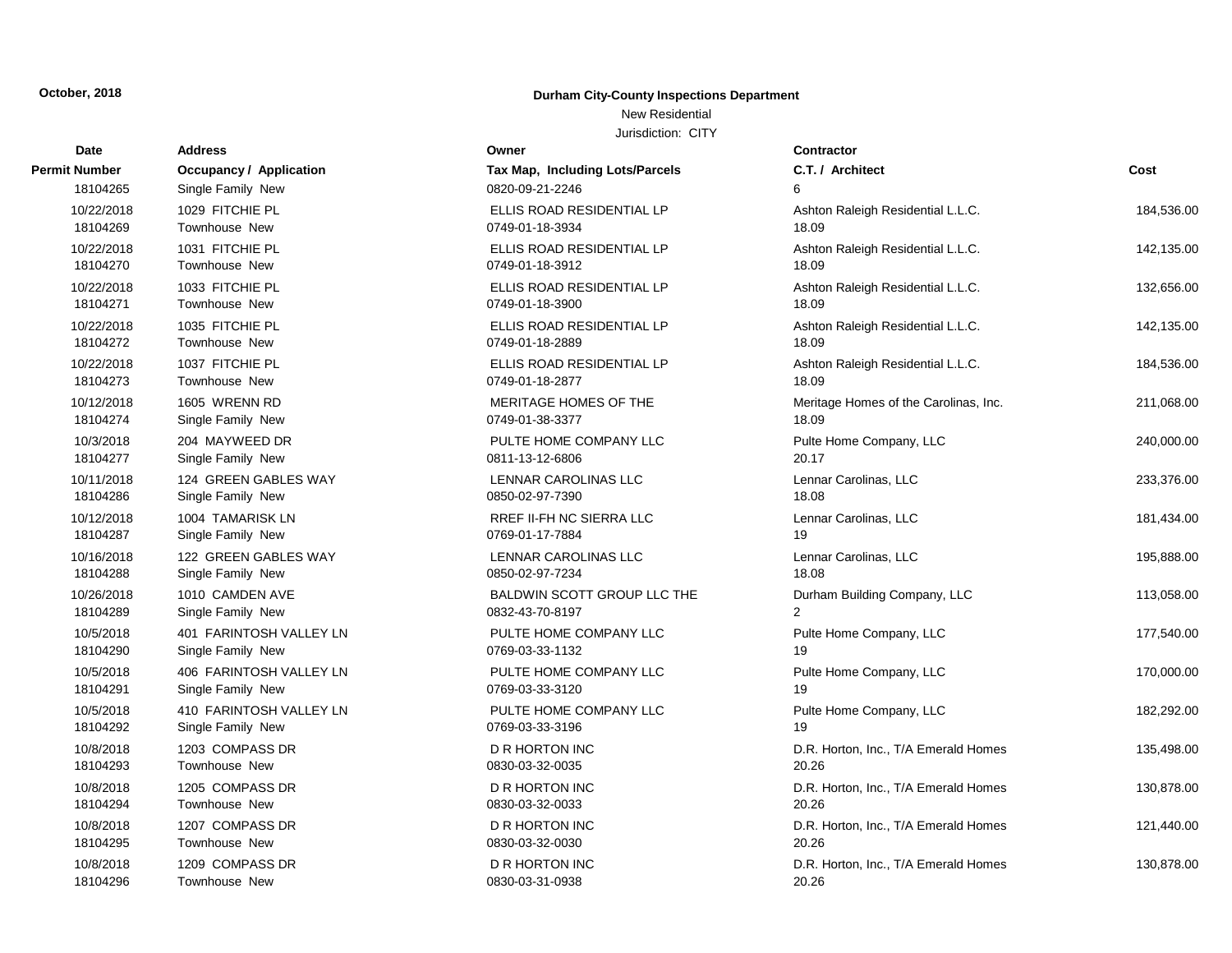**October, 2018**

**Durham City-County Inspections Department**

New Residential

Jurisdiction: CITY

| Date / Permit Number | Address / Occupancy / Application | Owner / Tax Map, Including Lots/Parcels | Contractor / C.T. / Architect | Cost |
|---|---|---|---|---|
| 18104265 | Single Family New | 0820-09-21-2246 | 6 | |
| 10/22/2018<br>18104269 | 1029 FITCHIE PL<br>Townhouse New | ELLIS ROAD RESIDENTIAL LP<br>0749-01-18-3934 | Ashton Raleigh Residential L.L.C.<br>18.09 | 184,536.00 |
| 10/22/2018<br>18104270 | 1031 FITCHIE PL<br>Townhouse New | ELLIS ROAD RESIDENTIAL LP<br>0749-01-18-3912 | Ashton Raleigh Residential L.L.C.<br>18.09 | 142,135.00 |
| 10/22/2018<br>18104271 | 1033 FITCHIE PL<br>Townhouse New | ELLIS ROAD RESIDENTIAL LP<br>0749-01-18-3900 | Ashton Raleigh Residential L.L.C.<br>18.09 | 132,656.00 |
| 10/22/2018<br>18104272 | 1035 FITCHIE PL<br>Townhouse New | ELLIS ROAD RESIDENTIAL LP<br>0749-01-18-2889 | Ashton Raleigh Residential L.L.C.<br>18.09 | 142,135.00 |
| 10/22/2018<br>18104273 | 1037 FITCHIE PL<br>Townhouse New | ELLIS ROAD RESIDENTIAL LP<br>0749-01-18-2877 | Ashton Raleigh Residential L.L.C.<br>18.09 | 184,536.00 |
| 10/12/2018<br>18104274 | 1605 WRENN RD<br>Single Family New | MERITAGE HOMES OF THE<br>0749-01-38-3377 | Meritage Homes of the Carolinas, Inc.<br>18.09 | 211,068.00 |
| 10/3/2018<br>18104277 | 204 MAYWEED DR<br>Single Family New | PULTE HOME COMPANY LLC<br>0811-13-12-6806 | Pulte Home Company, LLC<br>20.17 | 240,000.00 |
| 10/11/2018<br>18104286 | 124 GREEN GABLES WAY<br>Single Family New | LENNAR CAROLINAS LLC<br>0850-02-97-7390 | Lennar Carolinas, LLC<br>18.08 | 233,376.00 |
| 10/12/2018<br>18104287 | 1004 TAMARISK LN<br>Single Family New | RREF II-FH NC SIERRA LLC<br>0769-01-17-7884 | Lennar Carolinas, LLC<br>19 | 181,434.00 |
| 10/16/2018<br>18104288 | 122 GREEN GABLES WAY<br>Single Family New | LENNAR CAROLINAS LLC<br>0850-02-97-7234 | Lennar Carolinas, LLC<br>18.08 | 195,888.00 |
| 10/26/2018<br>18104289 | 1010 CAMDEN AVE<br>Single Family New | BALDWIN SCOTT GROUP LLC THE<br>0832-43-70-8197 | Durham Building Company, LLC<br>2 | 113,058.00 |
| 10/5/2018<br>18104290 | 401 FARINTOSH VALLEY LN<br>Single Family New | PULTE HOME COMPANY LLC<br>0769-03-33-1132 | Pulte Home Company, LLC<br>19 | 177,540.00 |
| 10/5/2018<br>18104291 | 406 FARINTOSH VALLEY LN<br>Single Family New | PULTE HOME COMPANY LLC<br>0769-03-33-3120 | Pulte Home Company, LLC<br>19 | 170,000.00 |
| 10/5/2018<br>18104292 | 410 FARINTOSH VALLEY LN<br>Single Family New | PULTE HOME COMPANY LLC<br>0769-03-33-3196 | Pulte Home Company, LLC<br>19 | 182,292.00 |
| 10/8/2018<br>18104293 | 1203 COMPASS DR<br>Townhouse New | D R HORTON INC<br>0830-03-32-0035 | D.R. Horton, Inc., T/A Emerald Homes<br>20.26 | 135,498.00 |
| 10/8/2018<br>18104294 | 1205 COMPASS DR<br>Townhouse New | D R HORTON INC<br>0830-03-32-0033 | D.R. Horton, Inc., T/A Emerald Homes<br>20.26 | 130,878.00 |
| 10/8/2018<br>18104295 | 1207 COMPASS DR<br>Townhouse New | D R HORTON INC<br>0830-03-32-0030 | D.R. Horton, Inc., T/A Emerald Homes<br>20.26 | 121,440.00 |
| 10/8/2018<br>18104296 | 1209 COMPASS DR<br>Townhouse New | D R HORTON INC<br>0830-03-31-0938 | D.R. Horton, Inc., T/A Emerald Homes<br>20.26 | 130,878.00 |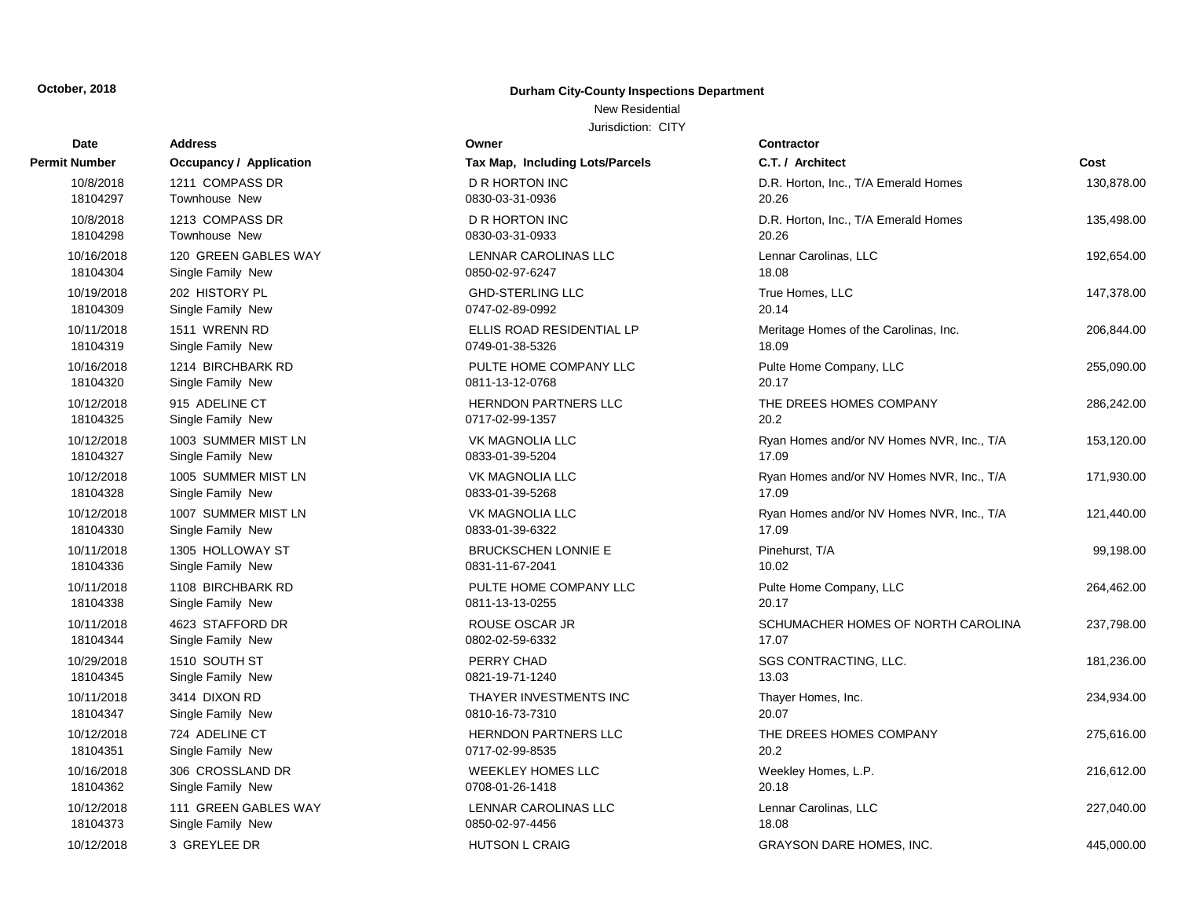**October, 2018**

**Durham City-County Inspections Department**

New Residential

Jurisdiction: CITY

| Date / Permit Number | Address / Occupancy / Application | Owner / Tax Map, Including Lots/Parcels | Contractor / C.T. / Architect | Cost |
|---|---|---|---|---|
| 10/8/2018<br>18104297 | 1211 COMPASS DR<br>Townhouse New | D R HORTON INC<br>0830-03-31-0936 | D.R. Horton, Inc., T/A Emerald Homes<br>20.26 | 130,878.00 |
| 10/8/2018<br>18104298 | 1213 COMPASS DR<br>Townhouse New | D R HORTON INC<br>0830-03-31-0933 | D.R. Horton, Inc., T/A Emerald Homes<br>20.26 | 135,498.00 |
| 10/16/2018<br>18104304 | 120 GREEN GABLES WAY<br>Single Family New | LENNAR CAROLINAS LLC<br>0850-02-97-6247 | Lennar Carolinas, LLC<br>18.08 | 192,654.00 |
| 10/19/2018<br>18104309 | 202 HISTORY PL<br>Single Family New | GHD-STERLING LLC<br>0747-02-89-0992 | True Homes, LLC<br>20.14 | 147,378.00 |
| 10/11/2018<br>18104319 | 1511 WRENN RD<br>Single Family New | ELLIS ROAD RESIDENTIAL LP<br>0749-01-38-5326 | Meritage Homes of the Carolinas, Inc.<br>18.09 | 206,844.00 |
| 10/16/2018<br>18104320 | 1214 BIRCHBARK RD<br>Single Family New | PULTE HOME COMPANY LLC<br>0811-13-12-0768 | Pulte Home Company, LLC<br>20.17 | 255,090.00 |
| 10/12/2018<br>18104325 | 915 ADELINE CT<br>Single Family New | HERNDON PARTNERS LLC<br>0717-02-99-1357 | THE DREES HOMES COMPANY<br>20.2 | 286,242.00 |
| 10/12/2018<br>18104327 | 1003 SUMMER MIST LN<br>Single Family New | VK MAGNOLIA LLC<br>0833-01-39-5204 | Ryan Homes and/or NV Homes NVR, Inc., T/A<br>17.09 | 153,120.00 |
| 10/12/2018<br>18104328 | 1005 SUMMER MIST LN<br>Single Family New | VK MAGNOLIA LLC<br>0833-01-39-5268 | Ryan Homes and/or NV Homes NVR, Inc., T/A<br>17.09 | 171,930.00 |
| 10/12/2018<br>18104330 | 1007 SUMMER MIST LN<br>Single Family New | VK MAGNOLIA LLC<br>0833-01-39-6322 | Ryan Homes and/or NV Homes NVR, Inc., T/A<br>17.09 | 121,440.00 |
| 10/11/2018<br>18104336 | 1305 HOLLOWAY ST<br>Single Family New | BRUCKSCHEN LONNIE E<br>0831-11-67-2041 | Pinehurst, T/A<br>10.02 | 99,198.00 |
| 10/11/2018<br>18104338 | 1108 BIRCHBARK RD<br>Single Family New | PULTE HOME COMPANY LLC<br>0811-13-13-0255 | Pulte Home Company, LLC<br>20.17 | 264,462.00 |
| 10/11/2018<br>18104344 | 4623 STAFFORD DR<br>Single Family New | ROUSE OSCAR JR<br>0802-02-59-6332 | SCHUMACHER HOMES OF NORTH CAROLINA<br>17.07 | 237,798.00 |
| 10/29/2018<br>18104345 | 1510 SOUTH ST<br>Single Family New | PERRY CHAD<br>0821-19-71-1240 | SGS CONTRACTING, LLC.<br>13.03 | 181,236.00 |
| 10/11/2018<br>18104347 | 3414 DIXON RD<br>Single Family New | THAYER INVESTMENTS INC<br>0810-16-73-7310 | Thayer Homes, Inc.<br>20.07 | 234,934.00 |
| 10/12/2018<br>18104351 | 724 ADELINE CT<br>Single Family New | HERNDON PARTNERS LLC<br>0717-02-99-8535 | THE DREES HOMES COMPANY<br>20.2 | 275,616.00 |
| 10/16/2018<br>18104362 | 306 CROSSLAND DR<br>Single Family New | WEEKLEY HOMES LLC<br>0708-01-26-1418 | Weekley Homes, L.P.<br>20.18 | 216,612.00 |
| 10/12/2018<br>18104373 | 111 GREEN GABLES WAY<br>Single Family New | LENNAR CAROLINAS LLC<br>0850-02-97-4456 | Lennar Carolinas, LLC<br>18.08 | 227,040.00 |
| 10/12/2018 | 3 GREYLEE DR | HUTSON L CRAIG | GRAYSON DARE HOMES, INC. | 445,000.00 |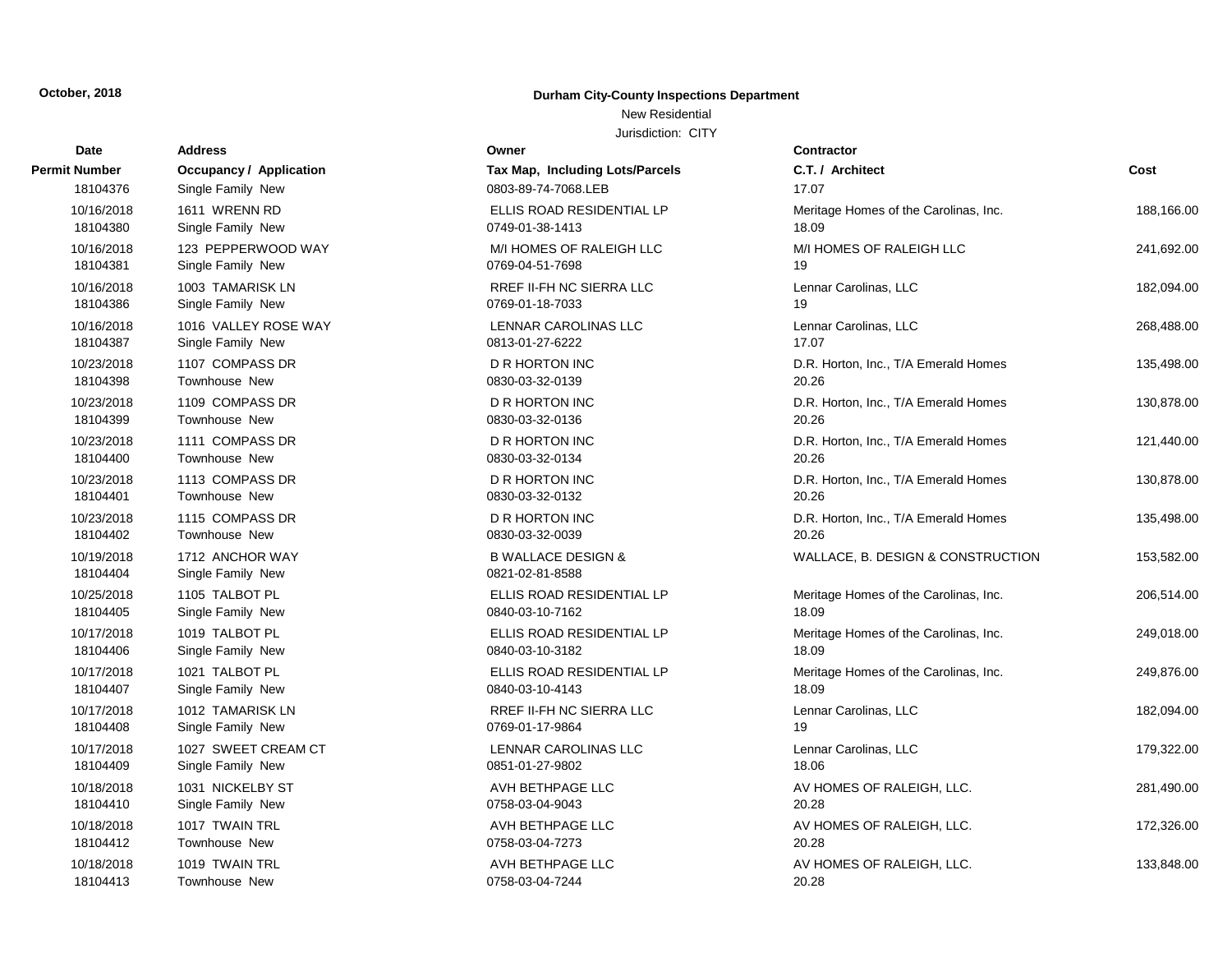**October, 2018**

**Durham City-County Inspections Department**

New Residential

Jurisdiction: CITY

| Date / Permit Number | Address / Occupancy / Application | Owner / Tax Map, Including Lots/Parcels | Contractor / C.T. / Architect | Cost |
|---|---|---|---|---|
| 18104376 | Single Family New | 0803-89-74-7068.LEB | 17.07 | |
| 10/16/2018 | 1611 WRENN RD | ELLIS ROAD RESIDENTIAL LP | Meritage Homes of the Carolinas, Inc. | 188,166.00 |
| 18104380 | Single Family New | 0749-01-38-1413 | 18.09 | |
| 10/16/2018 | 123 PEPPERWOOD WAY | M/I HOMES OF RALEIGH LLC | M/I HOMES OF RALEIGH LLC | 241,692.00 |
| 18104381 | Single Family New | 0769-04-51-7698 | 19 | |
| 10/16/2018 | 1003 TAMARISK LN | RREF II-FH NC SIERRA LLC | Lennar Carolinas, LLC | 182,094.00 |
| 18104386 | Single Family New | 0769-01-18-7033 | 19 | |
| 10/16/2018 | 1016 VALLEY ROSE WAY | LENNAR CAROLINAS LLC | Lennar Carolinas, LLC | 268,488.00 |
| 18104387 | Single Family New | 0813-01-27-6222 | 17.07 | |
| 10/23/2018 | 1107 COMPASS DR | D R HORTON INC | D.R. Horton, Inc., T/A Emerald Homes | 135,498.00 |
| 18104398 | Townhouse New | 0830-03-32-0139 | 20.26 | |
| 10/23/2018 | 1109 COMPASS DR | D R HORTON INC | D.R. Horton, Inc., T/A Emerald Homes | 130,878.00 |
| 18104399 | Townhouse New | 0830-03-32-0136 | 20.26 | |
| 10/23/2018 | 1111 COMPASS DR | D R HORTON INC | D.R. Horton, Inc., T/A Emerald Homes | 121,440.00 |
| 18104400 | Townhouse New | 0830-03-32-0134 | 20.26 | |
| 10/23/2018 | 1113 COMPASS DR | D R HORTON INC | D.R. Horton, Inc., T/A Emerald Homes | 130,878.00 |
| 18104401 | Townhouse New | 0830-03-32-0132 | 20.26 | |
| 10/23/2018 | 1115 COMPASS DR | D R HORTON INC | D.R. Horton, Inc., T/A Emerald Homes | 135,498.00 |
| 18104402 | Townhouse New | 0830-03-32-0039 | 20.26 | |
| 10/19/2018 | 1712 ANCHOR WAY | B WALLACE DESIGN & | WALLACE, B. DESIGN & CONSTRUCTION | 153,582.00 |
| 18104404 | Single Family New | 0821-02-81-8588 | | |
| 10/25/2018 | 1105 TALBOT PL | ELLIS ROAD RESIDENTIAL LP | Meritage Homes of the Carolinas, Inc. | 206,514.00 |
| 18104405 | Single Family New | 0840-03-10-7162 | 18.09 | |
| 10/17/2018 | 1019 TALBOT PL | ELLIS ROAD RESIDENTIAL LP | Meritage Homes of the Carolinas, Inc. | 249,018.00 |
| 18104406 | Single Family New | 0840-03-10-3182 | 18.09 | |
| 10/17/2018 | 1021 TALBOT PL | ELLIS ROAD RESIDENTIAL LP | Meritage Homes of the Carolinas, Inc. | 249,876.00 |
| 18104407 | Single Family New | 0840-03-10-4143 | 18.09 | |
| 10/17/2018 | 1012 TAMARISK LN | RREF II-FH NC SIERRA LLC | Lennar Carolinas, LLC | 182,094.00 |
| 18104408 | Single Family New | 0769-01-17-9864 | 19 | |
| 10/17/2018 | 1027 SWEET CREAM CT | LENNAR CAROLINAS LLC | Lennar Carolinas, LLC | 179,322.00 |
| 18104409 | Single Family New | 0851-01-27-9802 | 18.06 | |
| 10/18/2018 | 1031 NICKELBY ST | AVH BETHPAGE LLC | AV HOMES OF RALEIGH, LLC. | 281,490.00 |
| 18104410 | Single Family New | 0758-03-04-9043 | 20.28 | |
| 10/18/2018 | 1017 TWAIN TRL | AVH BETHPAGE LLC | AV HOMES OF RALEIGH, LLC. | 172,326.00 |
| 18104412 | Townhouse New | 0758-03-04-7273 | 20.28 | |
| 10/18/2018 | 1019 TWAIN TRL | AVH BETHPAGE LLC | AV HOMES OF RALEIGH, LLC. | 133,848.00 |
| 18104413 | Townhouse New | 0758-03-04-7244 | 20.28 | |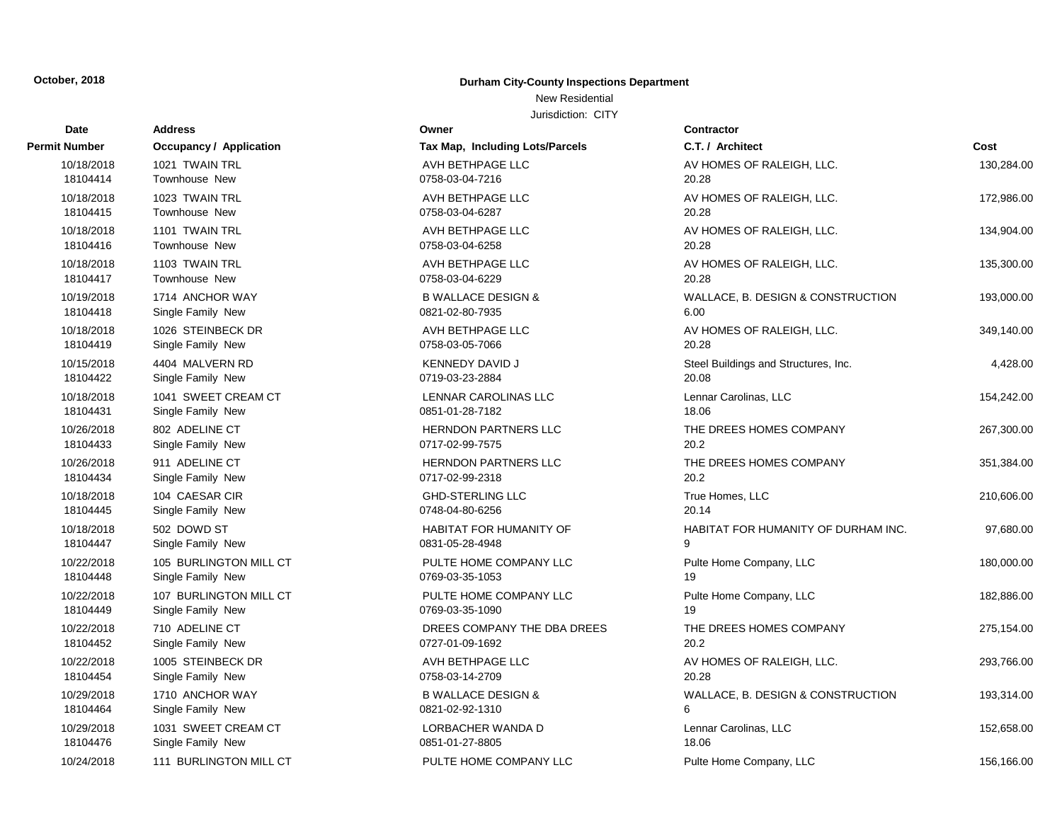**October, 2018**

**Durham City-County Inspections Department**

New Residential

Jurisdiction: CITY

| Date / Permit Number | Address / Occupancy / Application | Owner / Tax Map, Including Lots/Parcels | Contractor / C.T. / Architect | Cost |
|---|---|---|---|---|
| 10/18/2018<br>18104414 | 1021 TWAIN TRL<br>Townhouse New | AVH BETHPAGE LLC<br>0758-03-04-7216 | AV HOMES OF RALEIGH, LLC.<br>20.28 | 130,284.00 |
| 10/18/2018<br>18104415 | 1023 TWAIN TRL<br>Townhouse New | AVH BETHPAGE LLC<br>0758-03-04-6287 | AV HOMES OF RALEIGH, LLC.<br>20.28 | 172,986.00 |
| 10/18/2018<br>18104416 | 1101 TWAIN TRL<br>Townhouse New | AVH BETHPAGE LLC<br>0758-03-04-6258 | AV HOMES OF RALEIGH, LLC.<br>20.28 | 134,904.00 |
| 10/18/2018<br>18104417 | 1103 TWAIN TRL<br>Townhouse New | AVH BETHPAGE LLC<br>0758-03-04-6229 | AV HOMES OF RALEIGH, LLC.<br>20.28 | 135,300.00 |
| 10/19/2018<br>18104418 | 1714 ANCHOR WAY<br>Single Family New | B WALLACE DESIGN &<br>0821-02-80-7935 | WALLACE, B. DESIGN & CONSTRUCTION<br>6.00 | 193,000.00 |
| 10/18/2018<br>18104419 | 1026 STEINBECK DR<br>Single Family New | AVH BETHPAGE LLC<br>0758-03-05-7066 | AV HOMES OF RALEIGH, LLC.<br>20.28 | 349,140.00 |
| 10/15/2018<br>18104422 | 4404 MALVERN RD<br>Single Family New | KENNEDY DAVID J<br>0719-03-23-2884 | Steel Buildings and Structures, Inc.<br>20.08 | 4,428.00 |
| 10/18/2018<br>18104431 | 1041 SWEET CREAM CT<br>Single Family New | LENNAR CAROLINAS LLC<br>0851-01-28-7182 | Lennar Carolinas, LLC<br>18.06 | 154,242.00 |
| 10/26/2018<br>18104433 | 802 ADELINE CT<br>Single Family New | HERNDON PARTNERS LLC<br>0717-02-99-7575 | THE DREES HOMES COMPANY<br>20.2 | 267,300.00 |
| 10/26/2018<br>18104434 | 911 ADELINE CT<br>Single Family New | HERNDON PARTNERS LLC<br>0717-02-99-2318 | THE DREES HOMES COMPANY<br>20.2 | 351,384.00 |
| 10/18/2018<br>18104445 | 104 CAESAR CIR<br>Single Family New | GHD-STERLING LLC<br>0748-04-80-6256 | True Homes, LLC<br>20.14 | 210,606.00 |
| 10/18/2018<br>18104447 | 502 DOWD ST<br>Single Family New | HABITAT FOR HUMANITY OF<br>0831-05-28-4948 | HABITAT FOR HUMANITY OF DURHAM INC.<br>9 | 97,680.00 |
| 10/22/2018<br>18104448 | 105 BURLINGTON MILL CT<br>Single Family New | PULTE HOME COMPANY LLC<br>0769-03-35-1053 | Pulte Home Company, LLC<br>19 | 180,000.00 |
| 10/22/2018<br>18104449 | 107 BURLINGTON MILL CT<br>Single Family New | PULTE HOME COMPANY LLC<br>0769-03-35-1090 | Pulte Home Company, LLC<br>19 | 182,886.00 |
| 10/22/2018<br>18104452 | 710 ADELINE CT<br>Single Family New | DREES COMPANY THE DBA DREES<br>0727-01-09-1692 | THE DREES HOMES COMPANY<br>20.2 | 275,154.00 |
| 10/22/2018<br>18104454 | 1005 STEINBECK DR<br>Single Family New | AVH BETHPAGE LLC<br>0758-03-14-2709 | AV HOMES OF RALEIGH, LLC.<br>20.28 | 293,766.00 |
| 10/29/2018<br>18104464 | 1710 ANCHOR WAY<br>Single Family New | B WALLACE DESIGN &<br>0821-02-92-1310 | WALLACE, B. DESIGN & CONSTRUCTION<br>6 | 193,314.00 |
| 10/29/2018<br>18104476 | 1031 SWEET CREAM CT<br>Single Family New | LORBACHER WANDA D<br>0851-01-27-8805 | Lennar Carolinas, LLC<br>18.06 | 152,658.00 |
| 10/24/2018 | 111 BURLINGTON MILL CT | PULTE HOME COMPANY LLC | Pulte Home Company, LLC | 156,166.00 |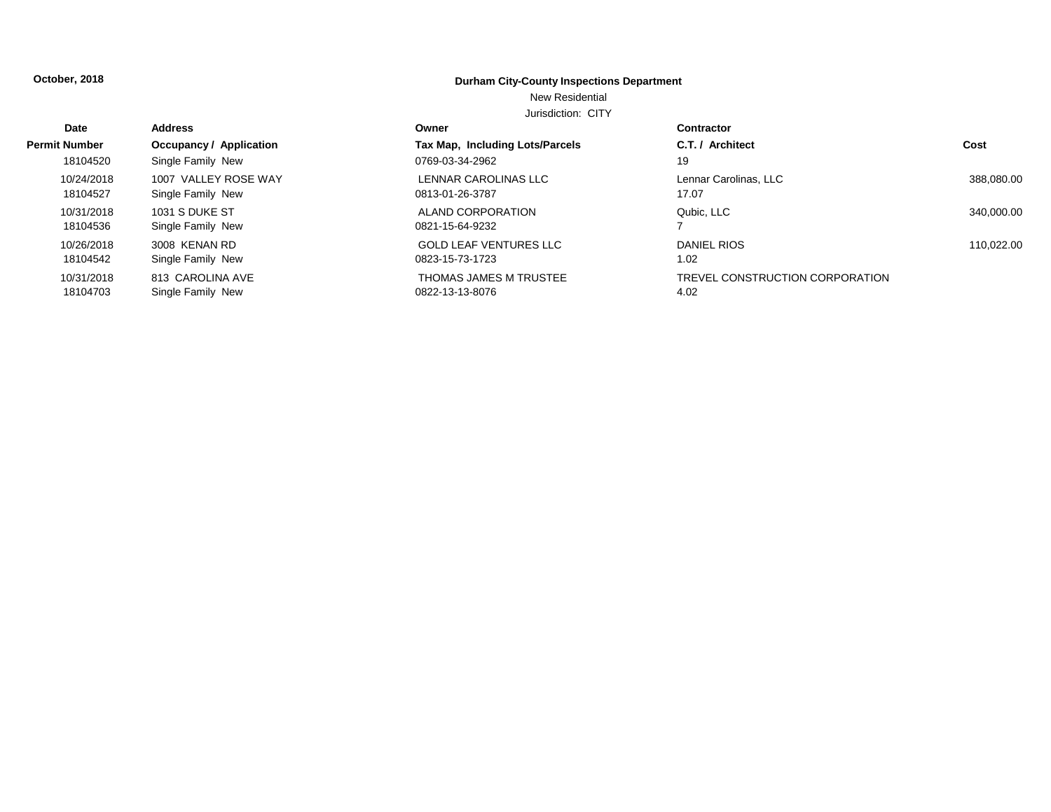October, 2018

**Durham City-County Inspections Department**

New Residential

Jurisdiction: CITY

| Date / Permit Number | Address / Occupancy / Application | Owner / Tax Map, Including Lots/Parcels | Contractor / C.T. / Architect | Cost |
|---|---|---|---|---|
| 18104520 | Single Family New | 0769-03-34-2962 | 19 | |
| 10/24/2018 | 1007 VALLEY ROSE WAY | LENNAR CAROLINAS LLC | Lennar Carolinas, LLC | 388,080.00 |
| 18104527 | Single Family New | 0813-01-26-3787 | 17.07 | |
| 10/31/2018 | 1031 S DUKE ST | ALAND CORPORATION | Qubic, LLC | 340,000.00 |
| 18104536 | Single Family New | 0821-15-64-9232 | 7 | |
| 10/26/2018 | 3008 KENAN RD | GOLD LEAF VENTURES LLC | DANIEL RIOS | 110,022.00 |
| 18104542 | Single Family New | 0823-15-73-1723 | 1.02 | |
| 10/31/2018 | 813 CAROLINA AVE | THOMAS JAMES M TRUSTEE | TREVEL CONSTRUCTION CORPORATION | |
| 18104703 | Single Family New | 0822-13-13-8076 | 4.02 | |